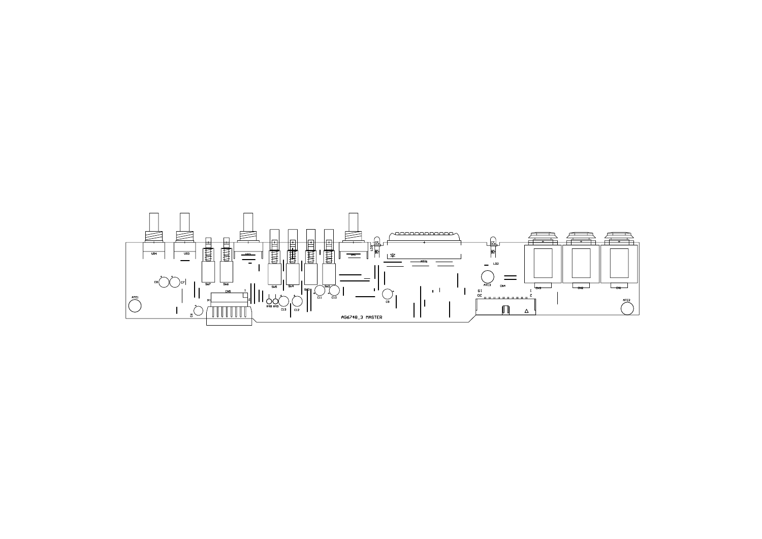VR4 VR3 VR2 VR1

SW7 SW6 SW5 SW4 SW3 SW2

C8 C7 C4 C13 C12 C11 C10 C9

ATE1 ATE2 ATE3

CN5 CN4 CN3 CN2 CN1

R48 R49

LD1 LD2

AG6748_3 MASTER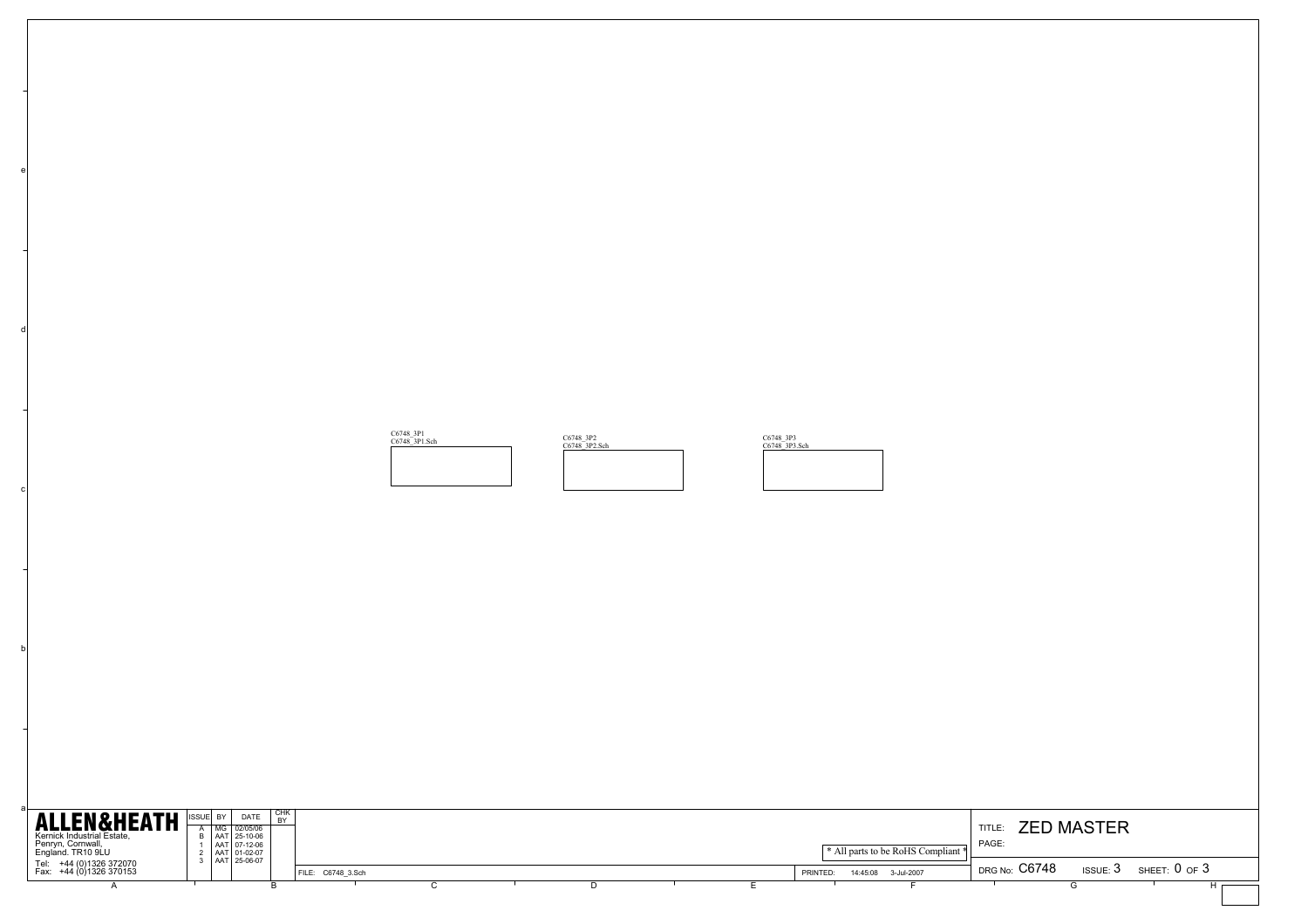C6748_3P1
C6748_3P1.Sch

C6748_3P2
C6748_3P2.Sch

C6748_3P3
C6748_3P3.Sch

**ALLEN&HEATH**
Kernick Industrial Estate,
Penryn, Cornwall,
England. TR10 9LU
Tel: +44 (0)1326 372070
Fax: +44 (0)1326 370153

| ISSUE | BY | DATE | CHK BY |
|---|---|---|---|
| A | MG | 02/05/06 | |
| B | AAT | 25-10-06 | |
| 1 | AAT | 07-12-06 | |
| 2 | AAT | 01-02-07 | |
| 3 | AAT | 25-06-07 | |

* All parts to be RoHS Compliant *

FILE: C6748_3.Sch

PRINTED: 14:45:08 3-Jul-2007

TITLE: ZED MASTER

PAGE:

DRG No: C6748 ISSUE: 3 SHEET: 0 OF 3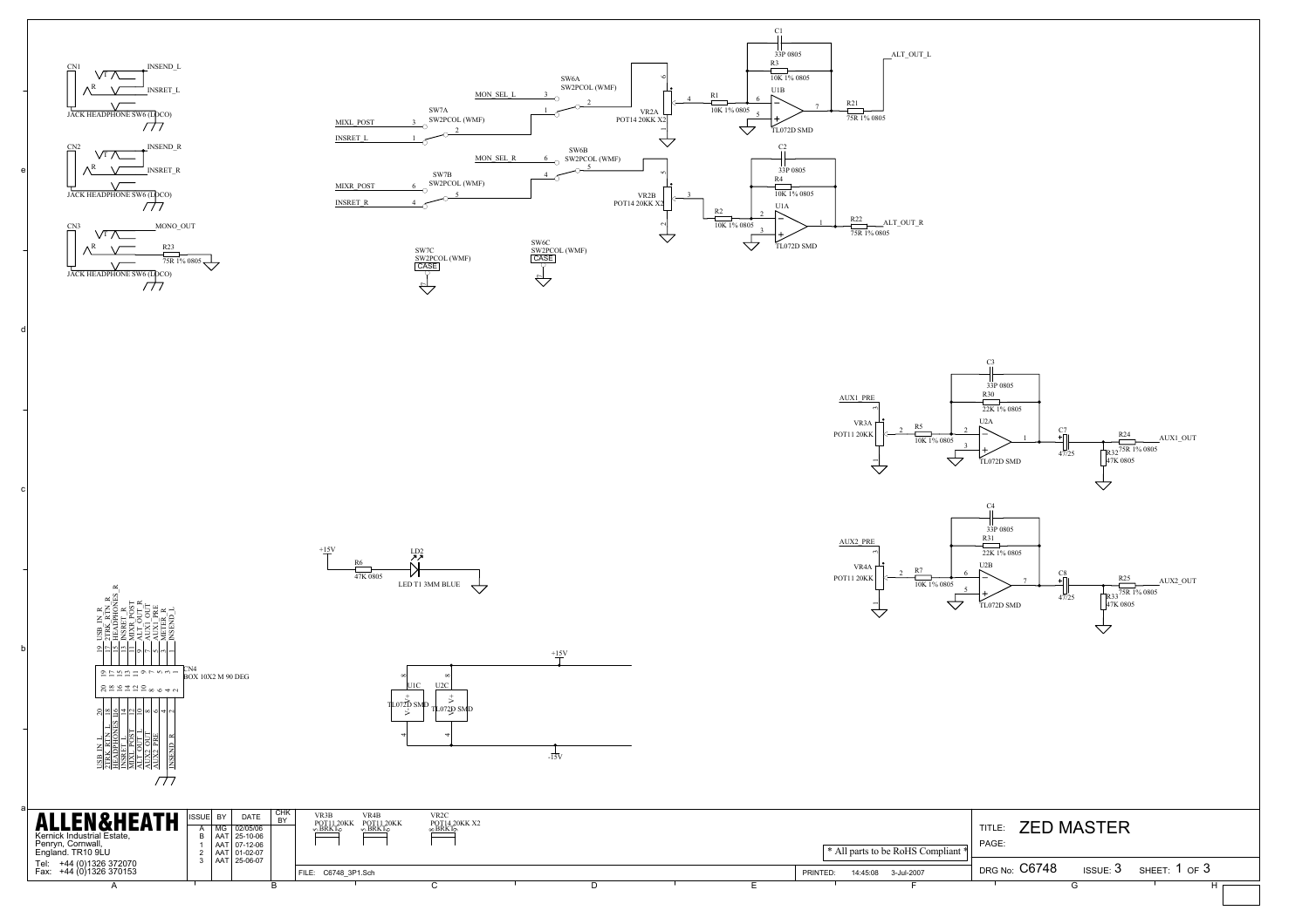CN1 INSEND_L INSRET_L JACK HEADPHONE SW6 (LOCO)

CN2 INSEND_R INSRET_R JACK HEADPHONE SW6 (LOCO)

CN3 MONO_OUT R23 75R 1% 0805 JACK HEADPHONE SW6 (LOCO)

MON_SEL_L SW6A SW2PCOL (WMF)
MIXL_POST INSRET_L SW7A SW2PCOL (WMF)
VR2A POT14 20KK X2
R1 10K 1% 0805
C1 33P 0805
R3 10K 1% 0805
U1B TL072D SMD
R21 75R 1% 0805
ALT_OUT_L

MON_SEL_R SW6B SW2PCOL (WMF)
MIXR_POST INSRET_R SW7B SW2PCOL (WMF)
VR2B POT14 20KK X2
R2 10K 1% 0805
C2 33P 0805
R4 10K 1% 0805
U1A TL072D SMD
R22 75R 1% 0805
ALT_OUT_R

SW7C SW2PCOL (WMF) CASE
SW6C SW2PCOL (WMF) CASE

AUX1_PRE VR3A POT11 20KK
R5 10K 1% 0805
C3 33P 0805
R30 22K 1% 0805
U2A TL072D SMD
C7 47/25
R32 47K 0805
R24 75R 1% 0805
AUX1_OUT

AUX2_PRE VR4A POT11 20KK
R7 10K 1% 0805
C4 33P 0805
R31 22K 1% 0805
U2B TL072D SMD
C8 47/25
R33 47K 0805
R25 75R 1% 0805
AUX2_OUT

+15V R6 47K 0805 LD2 LED T1 3MM BLUE

CN4 BOX 10X2 M 90 DEG

| Pin | Signal | Pin | Signal |
|---|---|---|---|
| 19 | USB_IN_R | 20 | USB_IN_L |
| 17 | 2TRK_RTN_R | 18 | 2TRK_RTN_L |
| 15 | HEADPHONES_R | 16 | HEADPHONES_L |
| 13 | INSRET_R | 14 | INSRET_L |
| 11 | MIXR_POST | 12 | MIXL_POST |
| 9 | ALT_OUT_R | 10 | ALT_OUT_L |
| 7 | AUX1_OUT | 8 | AUX2_OUT |
| 5 | AUX1_PRE | 6 | AUX2_PRE |
| 3 | METER_R | 4 | |
| 1 | INSEND_L | 2 | INSEND_R |

U1C TL072D SMD U2C TL072D SMD +15V -15V

VR3B POT11 20KK BRKT
VR4B POT11 20KK BRKT
VR2C POT14 20KK X2 BRKT

\* All parts to be RoHS Compliant \*

**ALLEN&HEATH**
Kernick Industrial Estate,
Penryn, Cornwall,
England. TR10 9LU
Tel: +44 (0)1326 372070
Fax: +44 (0)1326 370153

| ISSUE | BY | DATE | CHK BY |
|---|---|---|---|
| A | MG | 02/05/06 | |
| B | AAT | 25-10-06 | |
| 1 | AAT | 07-12-06 | |
| 2 | AAT | 01-02-07 | |
| 3 | AAT | 25-06-07 | |

FILE: C6748_3P1.Sch
PRINTED: 14:45:08 3-Jul-2007

TITLE: ZED MASTER
PAGE:
DRG No: C6748 ISSUE: 3 SHEET: 1 OF 3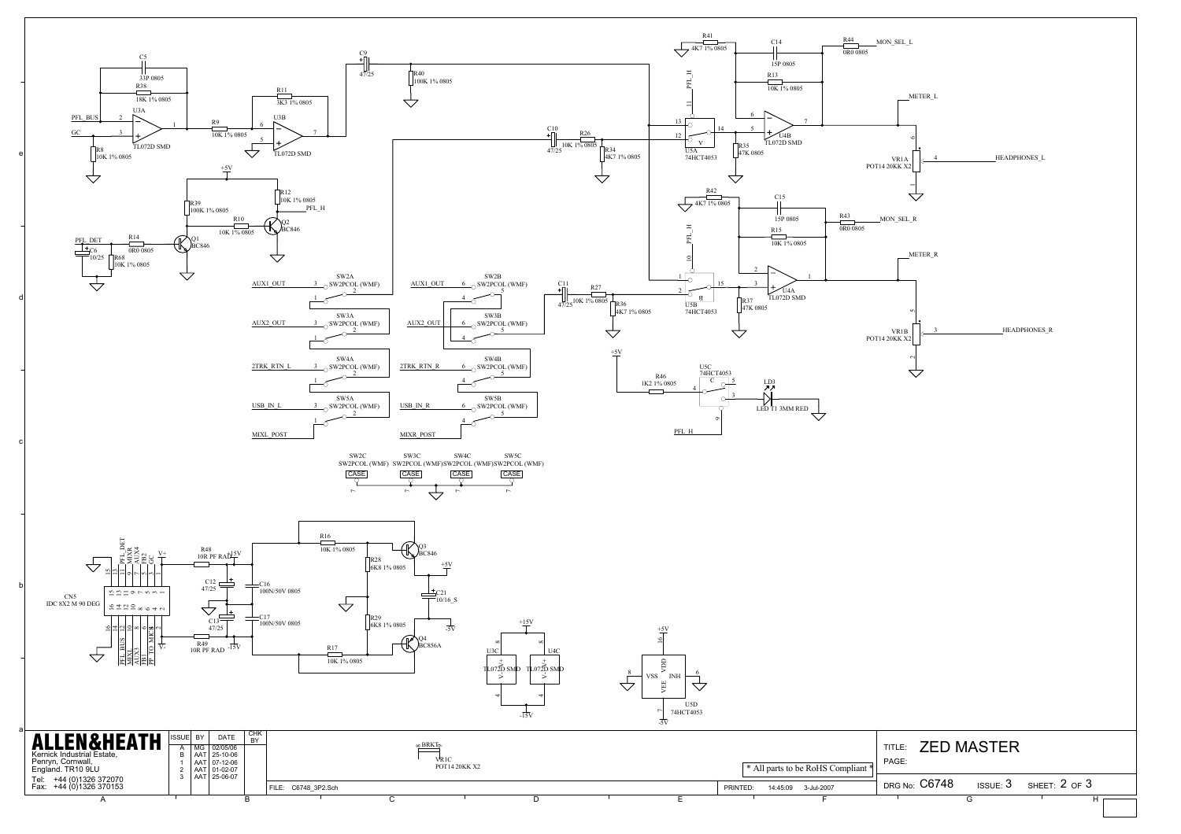# ZED MASTER

**ALLEN&HEATH**
Kernick Industrial Estate,
Penryn, Cornwall,
England. TR10 9LU
Tel: +44 (0)1326 372070
Fax: +44 (0)1326 370153

| ISSUE | BY | DATE | CHK BY |
|---|---|---|---|
| A | MG | 02/05/06 | |
| B | AAT | 25-10-06 | |
| 1 | AAT | 07-12-06 | |
| 2 | AAT | 01-02-07 | |
| 3 | AAT | 25-06-07 | |

FILE: C6748_3P2.Sch

\* All parts to be RoHS Compliant \*

PRINTED: 14:45:09 3-Jul-2007

TITLE: ZED MASTER

PAGE:

DRG No: C6748 ISSUE: 3 SHEET: 2 OF 3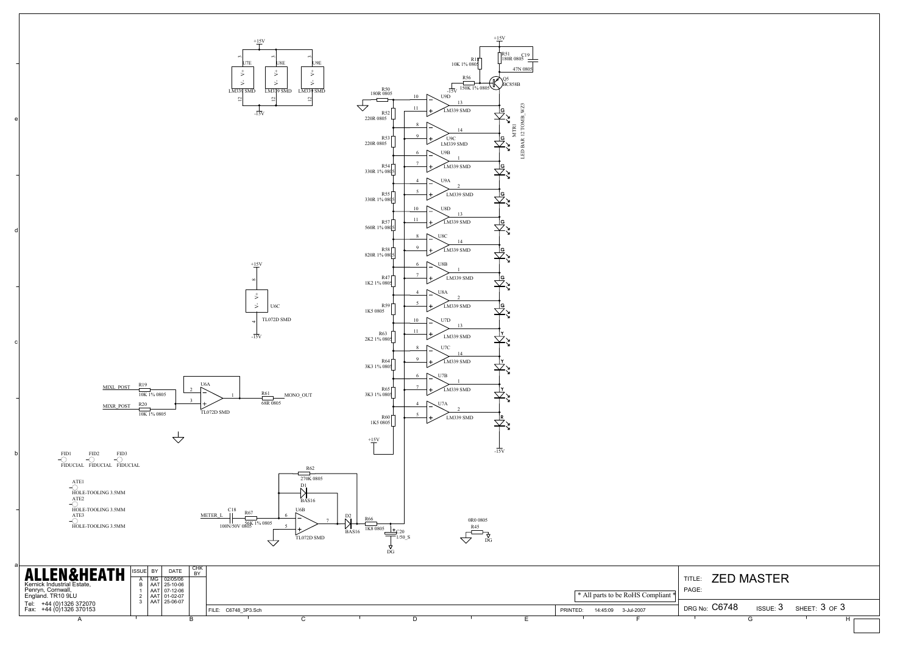+15V

U7E U8E U9E

LM339 SMD LM339 SMD LM339 SMD

-15V

+15V

R11 10K 1% 0805

R51 180R 0805

C19 47N 0805

R56 150K 1% 0805

Q5 BC858B

-15V

R50 180R 0805

U9D LM339 SMD

R52 220R 0805

R53 220R 0805

U9C LM339 SMD

MTR1 LED BAR 12 TOMB_WZ3

R54 330R 1% 0805

U9B LM339 SMD

R55 330R 1% 0805

U9A LM339 SMD

R57 560R 1% 0805

U8D LM339 SMD

R58 820R 1% 0805

U8C LM339 SMD

R47 1K2 1% 0805

U8B LM339 SMD

R59 1K5 0805

U8A LM339 SMD

R63 2K2 1% 0805

U7D LM339 SMD

R64 3K3 1% 0805

U7C LM339 SMD

R65 3K3 1% 0805

U7B LM339 SMD

R60 1K5 0805

U7A LM339 SMD

+15V

-15V

+15V

U6C TL072D SMD

-15V

MIXL_POST R19 10K 1% 0805

MIXR_POST R20 10K 1% 0805

U6A TL072D SMD

R61 68R 0805 MONO_OUT

FID1 FIDUCIAL FID2 FIDUCIAL FID3 FIDUCIAL

ATE1 HOLE-TOOLING 3.5MM

ATE2 HOLE-TOOLING 3.5MM

ATE3 HOLE-TOOLING 3.5MM

R62 270K 0805

D1 BAS16

METER_L C18 100N/50V 0805

R67 56K 1% 0805

U6B TL072D SMD

D2 BAS16

R66 1K8 0805

C20 1/50_S

DG

0R0 0805 R45 DG

**ALLEN&HEATH**

Kernick Industrial Estate,
Penryn, Cornwall,
England. TR10 9LU
Tel: +44 (0)1326 372070
Fax: +44 (0)1326 370153

| ISSUE | BY | DATE | CHK BY |
|---|---|---|---|
| A | MG | 02/05/06 | |
| B | AAT | 25-10-06 | |
| 1 | AAT | 01-02-07 | |
| 2 | AAT | 01-02-07 | |
| 3 | AAT | 25-06-07 | |

\* All parts to be RoHS Compliant \*

FILE: C6748_3P3.Sch

PRINTED: 14:45:09 3-Jul-2007

TITLE: ZED MASTER

PAGE:

DRG No: C6748 ISSUE: 3 SHEET: 3 OF 3